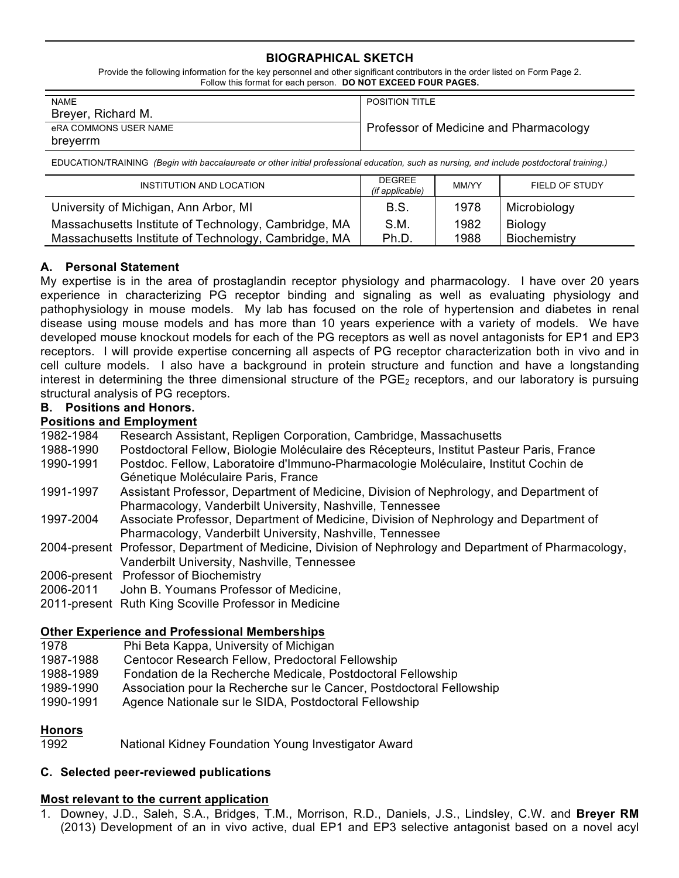## BIOGRAPHICAL SKETCH

Provide the following information for the key personnel and other significant contributors in the order listed on Form Page 2.
Follow this format for each person. **DO NOT EXCEED FOUR PAGES.**

| NAME<br>Breyer, Richard M. | POSITION TITLE |
|---|---|
| eRA COMMONS USER NAME<br>breyerrm | Professor of Medicine and Pharmacology |

EDUCATION/TRAINING *(Begin with baccalaureate or other initial professional education, such as nursing, and include postdoctoral training.)*

| INSTITUTION AND LOCATION | DEGREE *(if applicable)* | MM/YY | FIELD OF STUDY |
|---|---|---|---|
| University of Michigan, Ann Arbor, MI | B.S. | 1978 | Microbiology |
| Massachusetts Institute of Technology, Cambridge, MA | S.M. | 1982 | Biology |
| Massachusetts Institute of Technology, Cambridge, MA | Ph.D. | 1988 | Biochemistry |

### A. Personal Statement

My expertise is in the area of prostaglandin receptor physiology and pharmacology. I have over 20 years experience in characterizing PG receptor binding and signaling as well as evaluating physiology and pathophysiology in mouse models. My lab has focused on the role of hypertension and diabetes in renal disease using mouse models and has more than 10 years experience with a variety of models. We have developed mouse knockout models for each of the PG receptors as well as novel antagonists for EP1 and EP3 receptors. I will provide expertise concerning all aspects of PG receptor characterization both in vivo and in cell culture models. I also have a background in protein structure and function and have a longstanding interest in determining the three dimensional structure of the $PGE_2$ receptors, and our laboratory is pursuing structural analysis of PG receptors.

### B. Positions and Honors.

**Positions and Employment**

1982-1984 Research Assistant, Repligen Corporation, Cambridge, Massachusetts
1988-1990 Postdoctoral Fellow, Biologie Moléculaire des Récepteurs, Institut Pasteur Paris, France
1990-1991 Postdoc. Fellow, Laboratoire d'Immuno-Pharmacologie Moléculaire, Institut Cochin de Génetique Moléculaire Paris, France
1991-1997 Assistant Professor, Department of Medicine, Division of Nephrology, and Department of Pharmacology, Vanderbilt University, Nashville, Tennessee
1997-2004 Associate Professor, Department of Medicine, Division of Nephrology and Department of Pharmacology, Vanderbilt University, Nashville, Tennessee
2004-present Professor, Department of Medicine, Division of Nephrology and Department of Pharmacology, Vanderbilt University, Nashville, Tennessee
2006-present Professor of Biochemistry
2006-2011 John B. Youmans Professor of Medicine,
2011-present Ruth King Scoville Professor in Medicine

**Other Experience and Professional Memberships**

1978 Phi Beta Kappa, University of Michigan
1987-1988 Centocor Research Fellow, Predoctoral Fellowship
1988-1989 Fondation de la Recherche Medicale, Postdoctoral Fellowship
1989-1990 Association pour la Recherche sur le Cancer, Postdoctoral Fellowship
1990-1991 Agence Nationale sur le SIDA, Postdoctoral Fellowship

**Honors**

1992 National Kidney Foundation Young Investigator Award

### C. Selected peer-reviewed publications

**Most relevant to the current application**

1. Downey, J.D., Saleh, S.A., Bridges, T.M., Morrison, R.D., Daniels, J.S., Lindsley, C.W. and **Breyer RM** (2013) Development of an in vivo active, dual EP1 and EP3 selective antagonist based on a novel acyl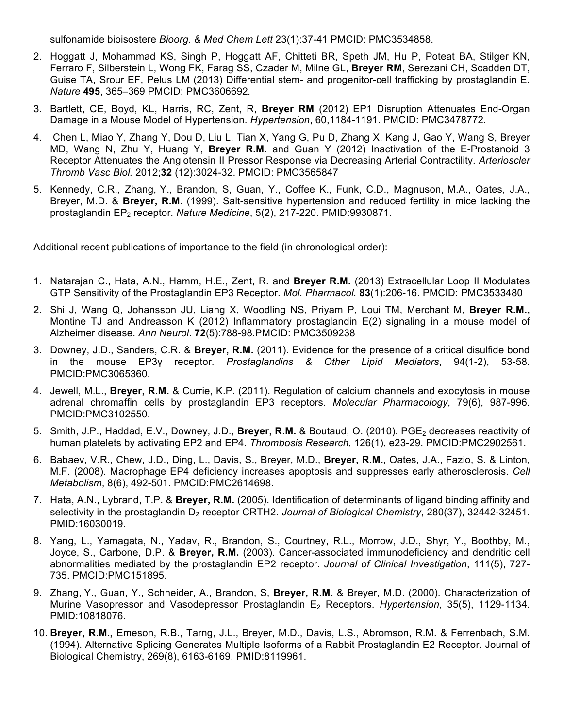sulfonamide bioisostere *Bioorg. & Med Chem Lett* 23(1):37-41 PMCID: PMC3534858.

2. Hoggatt J, Mohammad KS, Singh P, Hoggatt AF, Chitteti BR, Speth JM, Hu P, Poteat BA, Stilger KN, Ferraro F, Silberstein L, Wong FK, Farag SS, Czader M, Milne GL, **Breyer RM**, Serezani CH, Scadden DT, Guise TA, Srour EF, Pelus LM (2013) Differential stem- and progenitor-cell trafficking by prostaglandin E. *Nature* **495**, 365–369 PMCID: PMC3606692.
3. Bartlett, CE, Boyd, KL, Harris, RC, Zent, R, **Breyer RM** (2012) EP1 Disruption Attenuates End-Organ Damage in a Mouse Model of Hypertension. *Hypertension*, 60,1184-1191. PMCID: PMC3478772.
4. Chen L, Miao Y, Zhang Y, Dou D, Liu L, Tian X, Yang G, Pu D, Zhang X, Kang J, Gao Y, Wang S, Breyer MD, Wang N, Zhu Y, Huang Y, **Breyer R.M.** and Guan Y (2012) Inactivation of the E-Prostanoid 3 Receptor Attenuates the Angiotensin II Pressor Response via Decreasing Arterial Contractility. *Arterioscler Thromb Vasc Biol.* 2012;**32** (12):3024-32. PMCID: PMC3565847
5. Kennedy, C.R., Zhang, Y., Brandon, S, Guan, Y., Coffee K., Funk, C.D., Magnuson, M.A., Oates, J.A., Breyer, M.D. & **Breyer, R.M.** (1999). Salt-sensitive hypertension and reduced fertility in mice lacking the prostaglandin $EP_2$ receptor. *Nature Medicine*, 5(2), 217-220. PMID:9930871.

Additional recent publications of importance to the field (in chronological order):

1. Natarajan C., Hata, A.N., Hamm, H.E., Zent, R. and **Breyer R.M.** (2013) Extracellular Loop II Modulates GTP Sensitivity of the Prostaglandin EP3 Receptor. *Mol. Pharmacol.* **83**(1):206-16. PMCID: PMC3533480
2. Shi J, Wang Q, Johansson JU, Liang X, Woodling NS, Priyam P, Loui TM, Merchant M, **Breyer R.M.,** Montine TJ and Andreasson K (2012) Inflammatory prostaglandin E(2) signaling in a mouse model of Alzheimer disease. *Ann Neurol*. **72**(5):788-98.PMCID: PMC3509238
3. Downey, J.D., Sanders, C.R. & **Breyer, R.M.** (2011). Evidence for the presence of a critical disulfide bond in the mouse EP3γ receptor. *Prostaglandins & Other Lipid Mediators*, 94(1-2), 53-58. PMCID:PMC3065360.
4. Jewell, M.L., **Breyer, R.M.** & Currie, K.P. (2011). Regulation of calcium channels and exocytosis in mouse adrenal chromaffin cells by prostaglandin EP3 receptors. *Molecular Pharmacology*, 79(6), 987-996. PMCID:PMC3102550.
5. Smith, J.P., Haddad, E.V., Downey, J.D., **Breyer, R.M.** & Boutaud, O. (2010). $PGE_2$ decreases reactivity of human platelets by activating EP2 and EP4. *Thrombosis Research*, 126(1), e23-29. PMCID:PMC2902561.
6. Babaev, V.R., Chew, J.D., Ding, L., Davis, S., Breyer, M.D., **Breyer, R.M.,** Oates, J.A., Fazio, S. & Linton, M.F. (2008). Macrophage EP4 deficiency increases apoptosis and suppresses early atherosclerosis. *Cell Metabolism*, 8(6), 492-501. PMCID:PMC2614698.
7. Hata, A.N., Lybrand, T.P. & **Breyer, R.M.** (2005). Identification of determinants of ligand binding affinity and selectivity in the prostaglandin $D_2$ receptor CRTH2. *Journal of Biological Chemistry*, 280(37), 32442-32451. PMID:16030019.
8. Yang, L., Yamagata, N., Yadav, R., Brandon, S., Courtney, R.L., Morrow, J.D., Shyr, Y., Boothby, M., Joyce, S., Carbone, D.P. & **Breyer, R.M.** (2003). Cancer-associated immunodeficiency and dendritic cell abnormalities mediated by the prostaglandin EP2 receptor. *Journal of Clinical Investigation*, 111(5), 727-735. PMCID:PMC151895.
9. Zhang, Y., Guan, Y., Schneider, A., Brandon, S, **Breyer, R.M.** & Breyer, M.D. (2000). Characterization of Murine Vasopressor and Vasodepressor Prostaglandin $E_2$ Receptors. *Hypertension*, 35(5), 1129-1134. PMID:10818076.
10. **Breyer, R.M.,** Emeson, R.B., Tarng, J.L., Breyer, M.D., Davis, L.S., Abromson, R.M. & Ferrenbach, S.M. (1994). Alternative Splicing Generates Multiple Isoforms of a Rabbit Prostaglandin E2 Receptor. Journal of Biological Chemistry, 269(8), 6163-6169. PMID:8119961.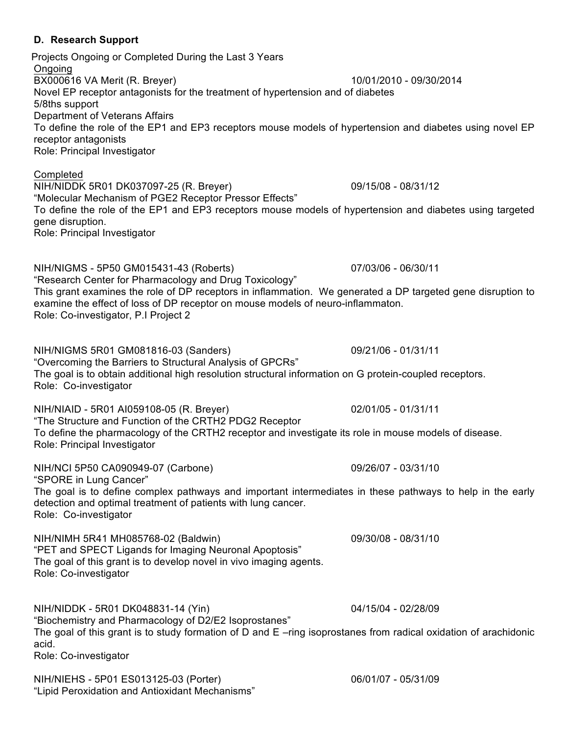## D. Research Support

Projects Ongoing or Completed During the Last 3 Years

Ongoing

BX000616 VA Merit (R. Breyer) 10/01/2010 - 09/30/2014
Novel EP receptor antagonists for the treatment of hypertension and of diabetes
5/8ths support
Department of Veterans Affairs
To define the role of the EP1 and EP3 receptors mouse models of hypertension and diabetes using novel EP receptor antagonists
Role: Principal Investigator

Completed

NIH/NIDDK 5R01 DK037097-25 (R. Breyer) 09/15/08 - 08/31/12
"Molecular Mechanism of PGE2 Receptor Pressor Effects"
To define the role of the EP1 and EP3 receptors mouse models of hypertension and diabetes using targeted gene disruption.
Role: Principal Investigator

NIH/NIGMS - 5P50 GM015431-43 (Roberts) 07/03/06 - 06/30/11
"Research Center for Pharmacology and Drug Toxicology"
This grant examines the role of DP receptors in inflammation. We generated a DP targeted gene disruption to examine the effect of loss of DP receptor on mouse models of neuro-inflammaton.
Role: Co-investigator, P.I Project 2

NIH/NIGMS 5R01 GM081816-03 (Sanders) 09/21/06 - 01/31/11
"Overcoming the Barriers to Structural Analysis of GPCRs"
The goal is to obtain additional high resolution structural information on G protein-coupled receptors.
Role: Co-investigator

NIH/NIAID - 5R01 AI059108-05 (R. Breyer) 02/01/05 - 01/31/11
"The Structure and Function of the CRTH2 PDG2 Receptor
To define the pharmacology of the CRTH2 receptor and investigate its role in mouse models of disease.
Role: Principal Investigator

NIH/NCI 5P50 CA090949-07 (Carbone) 09/26/07 - 03/31/10
"SPORE in Lung Cancer"
The goal is to define complex pathways and important intermediates in these pathways to help in the early detection and optimal treatment of patients with lung cancer.
Role: Co-investigator

NIH/NIMH 5R41 MH085768-02 (Baldwin) 09/30/08 - 08/31/10
"PET and SPECT Ligands for Imaging Neuronal Apoptosis"
The goal of this grant is to develop novel in vivo imaging agents.
Role: Co-investigator

NIH/NIDDK - 5R01 DK048831-14 (Yin) 04/15/04 - 02/28/09
"Biochemistry and Pharmacology of D2/E2 Isoprostanes"
The goal of this grant is to study formation of D and E –ring isoprostanes from radical oxidation of arachidonic acid.
Role: Co-investigator

NIH/NIEHS - 5P01 ES013125-03 (Porter) 06/01/07 - 05/31/09
"Lipid Peroxidation and Antioxidant Mechanisms"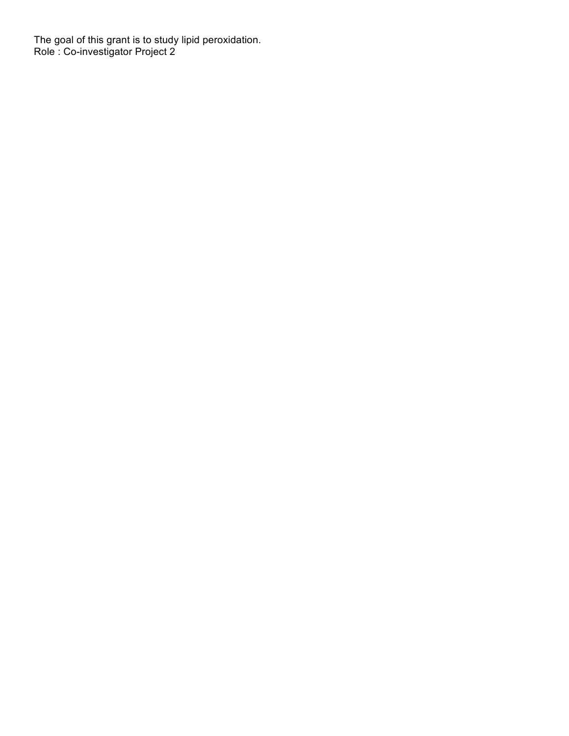The goal of this grant is to study lipid peroxidation.
Role : Co-investigator Project 2